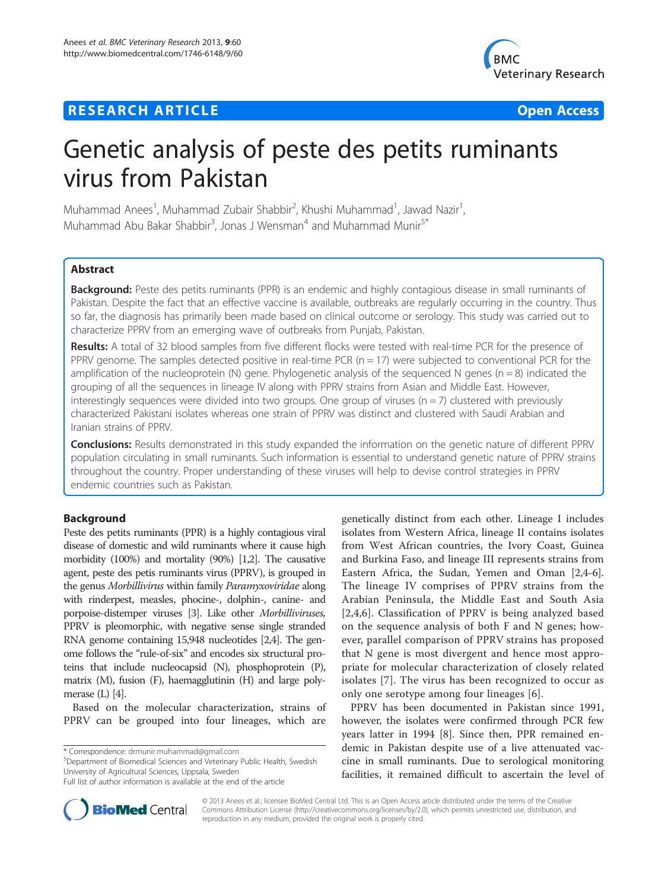RESEARCH ARTICLE Open Access

# Genetic analysis of peste des petits ruminants virus from Pakistan

Muhammad Anees[1], Muhammad Zubair Shabbir[2], Khushi Muhammad[1], Jawad Nazir[1], Muhammad Abu Bakar Shabbir[3], Jonas J Wensman[4] and Muhammad Munir[5*]

## Abstract

**Background:** Peste des petits ruminants (PPR) is an endemic and highly contagious disease in small ruminants of Pakistan. Despite the fact that an effective vaccine is available, outbreaks are regularly occurring in the country. Thus so far, the diagnosis has primarily been made based on clinical outcome or serology. This study was carried out to characterize PPRV from an emerging wave of outbreaks from Punjab, Pakistan.

**Results:** A total of 32 blood samples from five different flocks were tested with real-time PCR for the presence of PPRV genome. The samples detected positive in real-time PCR (n = 17) were subjected to conventional PCR for the amplification of the nucleoprotein (N) gene. Phylogenetic analysis of the sequenced N genes (n = 8) indicated the grouping of all the sequences in lineage IV along with PPRV strains from Asian and Middle East. However, interestingly sequences were divided into two groups. One group of viruses (n = 7) clustered with previously characterized Pakistani isolates whereas one strain of PPRV was distinct and clustered with Saudi Arabian and Iranian strains of PPRV.

**Conclusions:** Results demonstrated in this study expanded the information on the genetic nature of different PPRV population circulating in small ruminants. Such information is essential to understand genetic nature of PPRV strains throughout the country. Proper understanding of these viruses will help to devise control strategies in PPRV endemic countries such as Pakistan.

## Background

Peste des petits ruminants (PPR) is a highly contagious viral disease of domestic and wild ruminants where it cause high morbidity (100%) and mortality (90%) [1,2]. The causative agent, peste des petis ruminants virus (PPRV), is grouped in the genus *Morbillivirus* within family *Paramyxoviridae* along with rinderpest, measles, phocine-, dolphin-, canine- and porpoise-distemper viruses [3]. Like other *Morbilliviruses*, PPRV is pleomorphic, with negative sense single stranded RNA genome containing 15,948 nucleotides [2,4]. The genome follows the "rule-of-six" and encodes six structural proteins that include nucleocapsid (N), phosphoprotein (P), matrix (M), fusion (F), haemagglutinin (H) and large polymerase (L) [4].

Based on the molecular characterization, strains of PPRV can be grouped into four lineages, which are genetically distinct from each other. Lineage I includes isolates from Western Africa, lineage II contains isolates from West African countries, the Ivory Coast, Guinea and Burkina Faso, and lineage III represents strains from Eastern Africa, the Sudan, Yemen and Oman [2,4-6]. The lineage IV comprises of PPRV strains from the Arabian Peninsula, the Middle East and South Asia [2,4,6]. Classification of PPRV is being analyzed based on the sequence analysis of both F and N genes; however, parallel comparison of PPRV strains has proposed that N gene is most divergent and hence most appropriate for molecular characterization of closely related isolates [7]. The virus has been recognized to occur as only one serotype among four lineages [6].

PPRV has been documented in Pakistan since 1991, however, the isolates were confirmed through PCR few years latter in 1994 [8]. Since then, PPR remained endemic in Pakistan despite use of a live attenuated vaccine in small ruminants. Due to serological monitoring facilities, it remained difficult to ascertain the level of

\* Correspondence: drmunir.muhammad@gmail.com
[5]Department of Biomedical Sciences and Veterinary Public Health, Swedish University of Agricultural Sciences, Uppsala, Sweden
Full list of author information is available at the end of the article

© 2013 Anees et al.; licensee BioMed Central Ltd. This is an Open Access article distributed under the terms of the Creative Commons Attribution License (http://creativecommons.org/licenses/by/2.0), which permits unrestricted use, distribution, and reproduction in any medium, provided the original work is properly cited.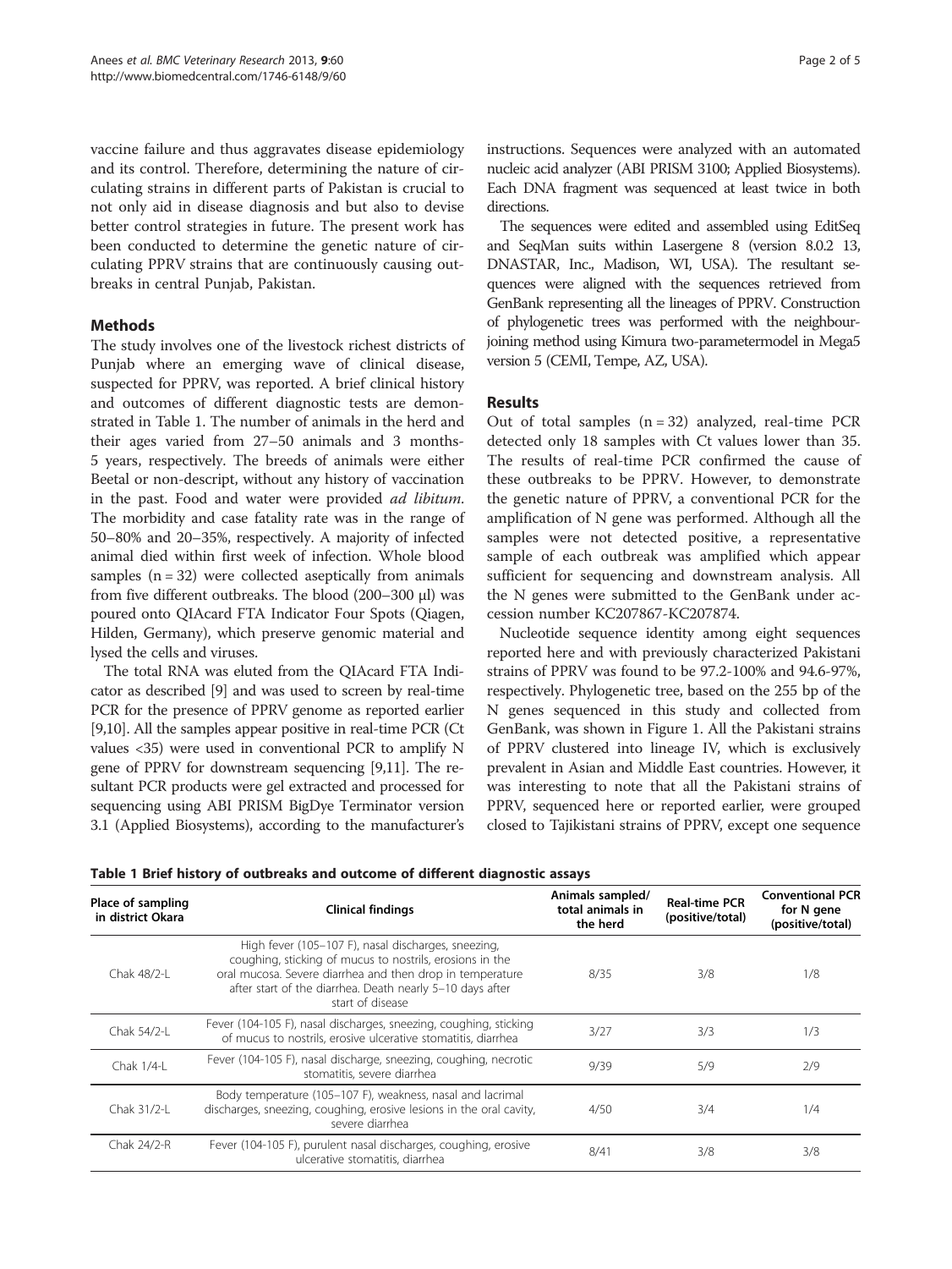vaccine failure and thus aggravates disease epidemiology and its control. Therefore, determining the nature of circulating strains in different parts of Pakistan is crucial to not only aid in disease diagnosis and but also to devise better control strategies in future. The present work has been conducted to determine the genetic nature of circulating PPRV strains that are continuously causing outbreaks in central Punjab, Pakistan.

## Methods

The study involves one of the livestock richest districts of Punjab where an emerging wave of clinical disease, suspected for PPRV, was reported. A brief clinical history and outcomes of different diagnostic tests are demonstrated in Table 1. The number of animals in the herd and their ages varied from 27–50 animals and 3 months-5 years, respectively. The breeds of animals were either Beetal or non-descript, without any history of vaccination in the past. Food and water were provided *ad libitum*. The morbidity and case fatality rate was in the range of 50–80% and 20–35%, respectively. A majority of infected animal died within first week of infection. Whole blood samples (n = 32) were collected aseptically from animals from five different outbreaks. The blood (200–300 μl) was poured onto QIAcard FTA Indicator Four Spots (Qiagen, Hilden, Germany), which preserve genomic material and lysed the cells and viruses.

The total RNA was eluted from the QIAcard FTA Indicator as described [9] and was used to screen by real-time PCR for the presence of PPRV genome as reported earlier [9,10]. All the samples appear positive in real-time PCR (Ct values <35) were used in conventional PCR to amplify N gene of PPRV for downstream sequencing [9,11]. The resultant PCR products were gel extracted and processed for sequencing using ABI PRISM BigDye Terminator version 3.1 (Applied Biosystems), according to the manufacturer's instructions. Sequences were analyzed with an automated nucleic acid analyzer (ABI PRISM 3100; Applied Biosystems). Each DNA fragment was sequenced at least twice in both directions.

The sequences were edited and assembled using EditSeq and SeqMan suits within Lasergene 8 (version 8.0.2 13, DNASTAR, Inc., Madison, WI, USA). The resultant sequences were aligned with the sequences retrieved from GenBank representing all the lineages of PPRV. Construction of phylogenetic trees was performed with the neighbour-joining method using Kimura two-parametermodel in Mega5 version 5 (CEMI, Tempe, AZ, USA).

## Results

Out of total samples (n = 32) analyzed, real-time PCR detected only 18 samples with Ct values lower than 35. The results of real-time PCR confirmed the cause of these outbreaks to be PPRV. However, to demonstrate the genetic nature of PPRV, a conventional PCR for the amplification of N gene was performed. Although all the samples were not detected positive, a representative sample of each outbreak was amplified which appear sufficient for sequencing and downstream analysis. All the N genes were submitted to the GenBank under accession number KC207867-KC207874.

Nucleotide sequence identity among eight sequences reported here and with previously characterized Pakistani strains of PPRV was found to be 97.2-100% and 94.6-97%, respectively. Phylogenetic tree, based on the 255 bp of the N genes sequenced in this study and collected from GenBank, was shown in Figure 1. All the Pakistani strains of PPRV clustered into lineage IV, which is exclusively prevalent in Asian and Middle East countries. However, it was interesting to note that all the Pakistani strains of PPRV, sequenced here or reported earlier, were grouped closed to Tajikistani strains of PPRV, except one sequence

**Table 1 Brief history of outbreaks and outcome of different diagnostic assays**

| Place of sampling in district Okara | Clinical findings | Animals sampled/ total animals in the herd | Real-time PCR (positive/total) | Conventional PCR for N gene (positive/total) |
|---|---|---|---|---|
| Chak 48/2-L | High fever (105–107 F), nasal discharges, sneezing, coughing, sticking of mucus to nostrils, erosions in the oral mucosa. Severe diarrhea and then drop in temperature after start of the diarrhea. Death nearly 5–10 days after start of disease | 8/35 | 3/8 | 1/8 |
| Chak 54/2-L | Fever (104-105 F), nasal discharges, sneezing, coughing, sticking of mucus to nostrils, erosive ulcerative stomatitis, diarrhea | 3/27 | 3/3 | 1/3 |
| Chak 1/4-L | Fever (104-105 F), nasal discharge, sneezing, coughing, necrotic stomatitis, severe diarrhea | 9/39 | 5/9 | 2/9 |
| Chak 31/2-L | Body temperature (105–107 F), weakness, nasal and lacrimal discharges, sneezing, coughing, erosive lesions in the oral cavity, severe diarrhea | 4/50 | 3/4 | 1/4 |
| Chak 24/2-R | Fever (104-105 F), purulent nasal discharges, coughing, erosive ulcerative stomatitis, diarrhea | 8/41 | 3/8 | 3/8 |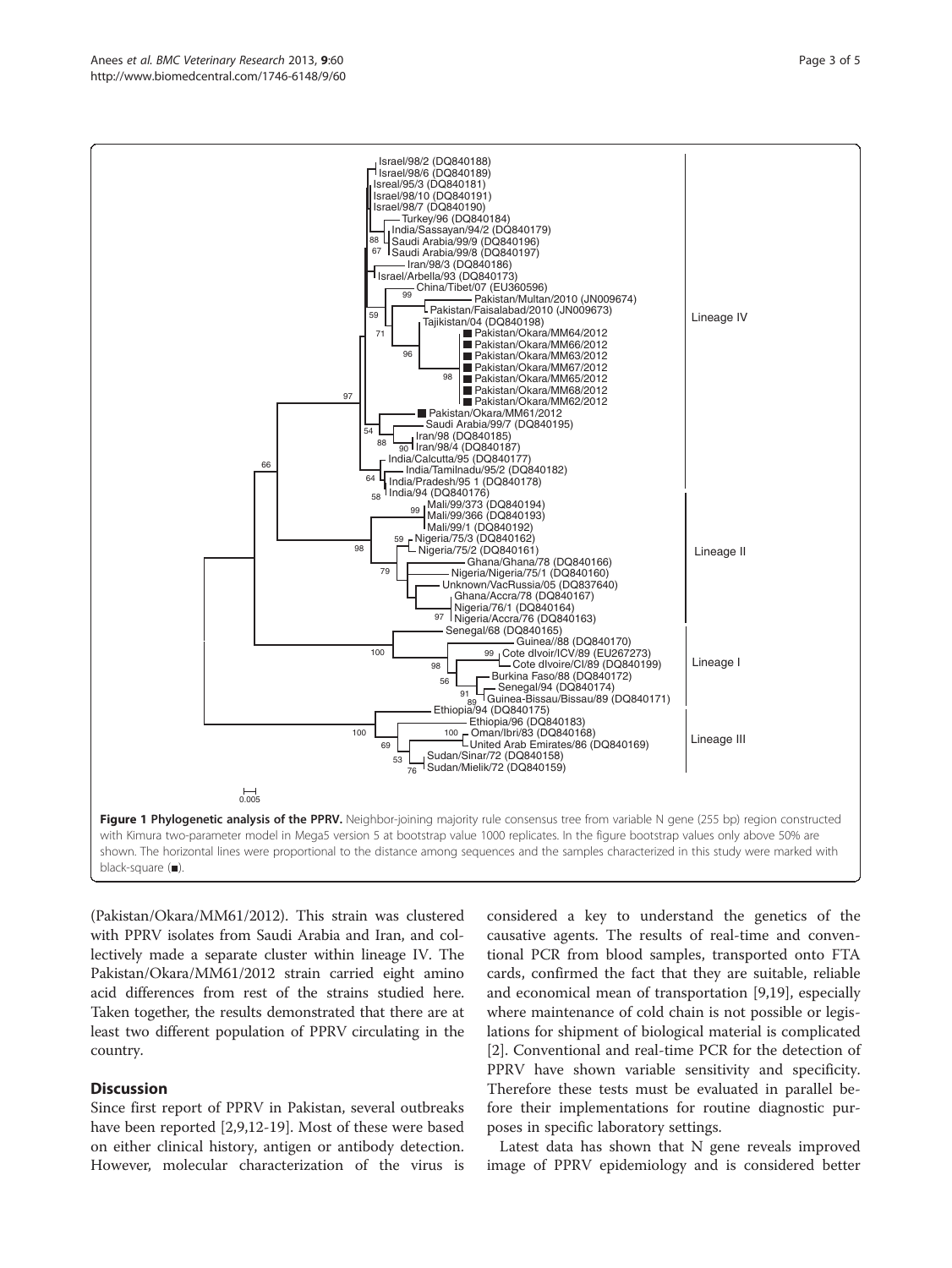**Figure 1 Phylogenetic analysis of the PPRV.** Neighbor-joining majority rule consensus tree from variable N gene (255 bp) region constructed with Kimura two-parameter model in Mega5 version 5 at bootstrap value 1000 replicates. In the figure bootstrap values only above 50% are shown. The horizontal lines were proportional to the distance among sequences and the samples characterized in this study were marked with black-square (■).

(Pakistan/Okara/MM61/2012). This strain was clustered with PPRV isolates from Saudi Arabia and Iran, and collectively made a separate cluster within lineage IV. The Pakistan/Okara/MM61/2012 strain carried eight amino acid differences from rest of the strains studied here. Taken together, the results demonstrated that there are at least two different population of PPRV circulating in the country.

## Discussion

Since first report of PPRV in Pakistan, several outbreaks have been reported [2,9,12-19]. Most of these were based on either clinical history, antigen or antibody detection. However, molecular characterization of the virus is considered a key to understand the genetics of the causative agents. The results of real-time and conventional PCR from blood samples, transported onto FTA cards, confirmed the fact that they are suitable, reliable and economical mean of transportation [9,19], especially where maintenance of cold chain is not possible or legislations for shipment of biological material is complicated [2]. Conventional and real-time PCR for the detection of PPRV have shown variable sensitivity and specificity. Therefore these tests must be evaluated in parallel before their implementations for routine diagnostic purposes in specific laboratory settings.

Latest data has shown that N gene reveals improved image of PPRV epidemiology and is considered better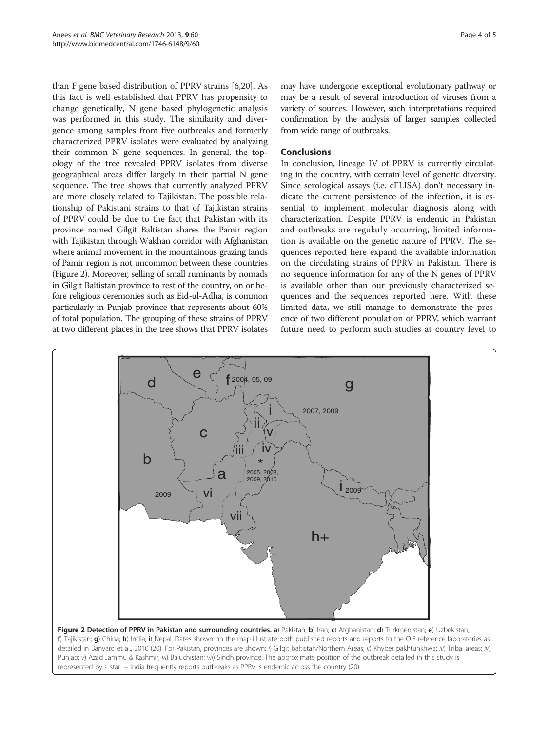than F gene based distribution of PPRV strains [6,20]. As this fact is well established that PPRV has propensity to change genetically, N gene based phylogenetic analysis was performed in this study. The similarity and divergence among samples from five outbreaks and formerly characterized PPRV isolates were evaluated by analyzing their common N gene sequences. In general, the topology of the tree revealed PPRV isolates from diverse geographical areas differ largely in their partial N gene sequence. The tree shows that currently analyzed PPRV are more closely related to Tajikistan. The possible relationship of Pakistani strains to that of Tajikistan strains of PPRV could be due to the fact that Pakistan with its province named Gilgit Baltistan shares the Pamir region with Tajikistan through Wakhan corridor with Afghanistan where animal movement in the mountainous grazing lands of Pamir region is not uncommon between these countries (Figure 2). Moreover, selling of small ruminants by nomads in Gilgit Baltistan province to rest of the country, on or before religious ceremonies such as Eid-ul-Adha, is common particularly in Punjab province that represents about 60% of total population. The grouping of these strains of PPRV at two different places in the tree shows that PPRV isolates may have undergone exceptional evolutionary pathway or may be a result of several introduction of viruses from a variety of sources. However, such interpretations required confirmation by the analysis of larger samples collected from wide range of outbreaks.

## Conclusions

In conclusion, lineage IV of PPRV is currently circulating in the country, with certain level of genetic diversity. Since serological assays (i.e. cELISA) don't necessary indicate the current persistence of the infection, it is essential to implement molecular diagnosis along with characterization. Despite PPRV is endemic in Pakistan and outbreaks are regularly occurring, limited information is available on the genetic nature of PPRV. The sequences reported here expand the available information on the circulating strains of PPRV in Pakistan. There is no sequence information for any of the N genes of PPRV is available other than our previously characterized sequences and the sequences reported here. With these limited data, we still manage to demonstrate the presence of two different population of PPRV, which warrant future need to perform such studies at country level to

d
e
f 2004, 05, 09
g
2007, 2009
i
ii
v
c
iii
iv
b
*
a
2005, 2008, 2009, 2010
i 2009
2009
vi
vii
h+

**Figure 2 Detection of PPRV in Pakistan and surrounding countries.** **a**) Pakistan; **b**) Iran; **c**) Afghanistan; **d**) Turkmenistan; **e**) Uzbekistan; **f**) Tajikistan; **g**) China; **h**) India; **i**) Nepal. Dates shown on the map illustrate both published reports and reports to the OIE reference laboratories as detailed in Banyard et al., 2010 (20). For Pakistan, provinces are shown: *i*) Gilgit baltistan/Northern Areas; *ii*) Khyber pakhtunkhwa; *iii*) Tribal areas; *iv*) Punjab; *v*) Azad Jammu & Kashmir; *vi*) Baluchistan; *vii*) Sindh province. The approximate position of the outbreak detailed in this study is represented by a star. + India frequently reports outbreaks as PPRV is endemic across the country (20).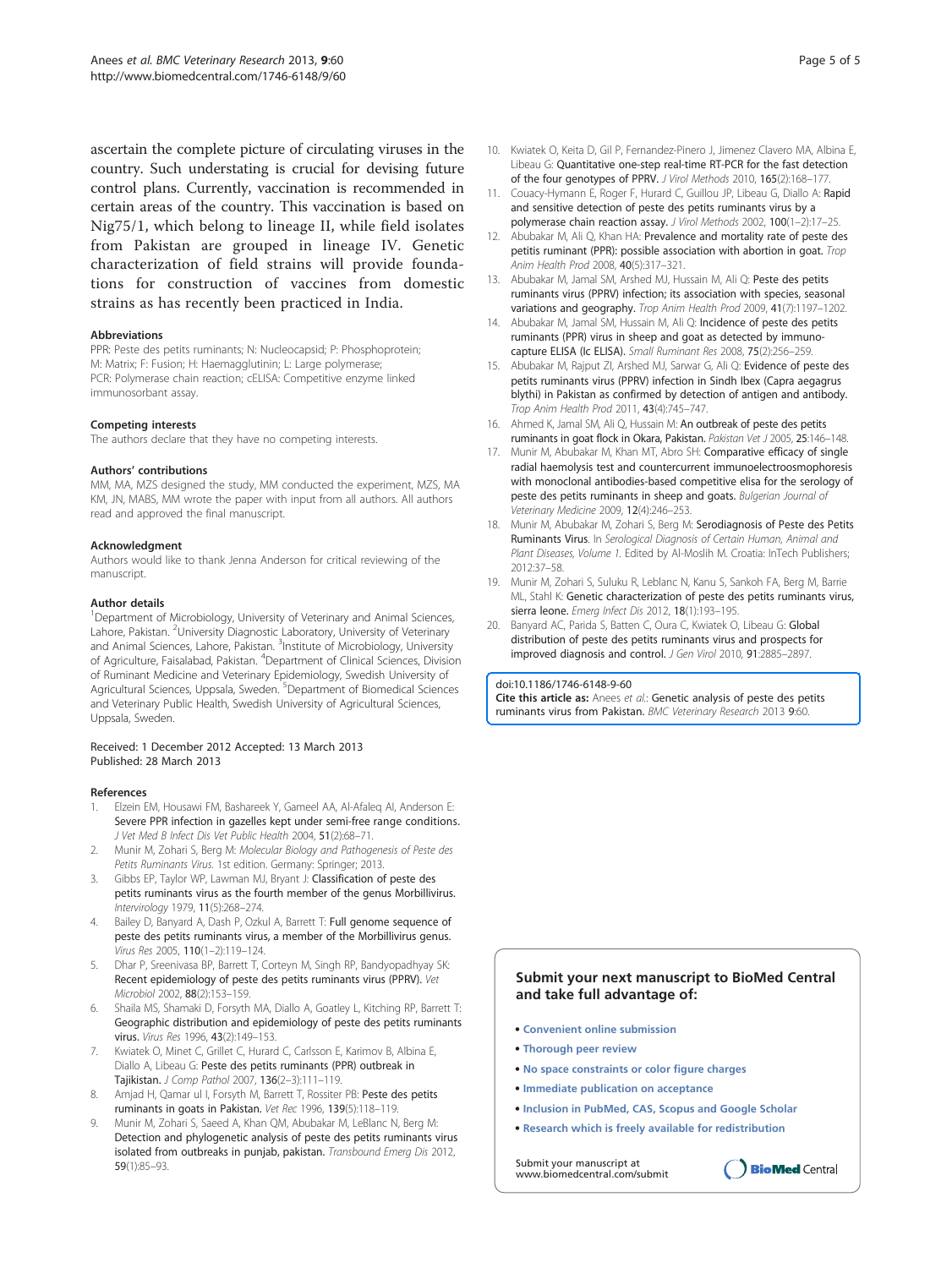ascertain the complete picture of circulating viruses in the country. Such understating is crucial for devising future control plans. Currently, vaccination is recommended in certain areas of the country. This vaccination is based on Nig75/1, which belong to lineage II, while field isolates from Pakistan are grouped in lineage IV. Genetic characterization of field strains will provide foundations for construction of vaccines from domestic strains as has recently been practiced in India.

#### Abbreviations

PPR: Peste des petits ruminants; N: Nucleocapsid; P: Phosphoprotein; M: Matrix; F: Fusion; H: Haemagglutinin; L: Large polymerase; PCR: Polymerase chain reaction; cELISA: Competitive enzyme linked immunosorbant assay.

#### Competing interests

The authors declare that they have no competing interests.

#### Authors' contributions

MM, MA, MZS designed the study, MM conducted the experiment, MZS, MA KM, JN, MABS, MM wrote the paper with input from all authors. All authors read and approved the final manuscript.

#### Acknowledgment

Authors would like to thank Jenna Anderson for critical reviewing of the manuscript.

#### Author details

[1]Department of Microbiology, University of Veterinary and Animal Sciences, Lahore, Pakistan. [2]University Diagnostic Laboratory, University of Veterinary and Animal Sciences, Lahore, Pakistan. [3]Institute of Microbiology, University of Agriculture, Faisalabad, Pakistan. [4]Department of Clinical Sciences, Division of Ruminant Medicine and Veterinary Epidemiology, Swedish University of Agricultural Sciences, Uppsala, Sweden. [5]Department of Biomedical Sciences and Veterinary Public Health, Swedish University of Agricultural Sciences, Uppsala, Sweden.

Received: 1 December 2012 Accepted: 13 March 2013
Published: 28 March 2013

#### References

1. Elzein EM, Housawi FM, Bashareek Y, Gameel AA, Al-Afaleq AI, Anderson E: **Severe PPR infection in gazelles kept under semi-free range conditions.** *J Vet Med B Infect Dis Vet Public Health* 2004, **51**(2):68–71.
2. Munir M, Zohari S, Berg M: *Molecular Biology and Pathogenesis of Peste des Petits Ruminants Virus.* 1st edition. Germany: Springer; 2013.
3. Gibbs EP, Taylor WP, Lawman MJ, Bryant J: **Classification of peste des petits ruminants virus as the fourth member of the genus Morbillivirus.** *Intervirology* 1979, **11**(5):268–274.
4. Bailey D, Banyard A, Dash P, Ozkul A, Barrett T: **Full genome sequence of peste des petits ruminants virus, a member of the Morbillivirus genus.** *Virus Res* 2005, **110**(1–2):119–124.
5. Dhar P, Sreenivasa BP, Barrett T, Corteyn M, Singh RP, Bandyopadhyay SK: **Recent epidemiology of peste des petits ruminants virus (PPRV).** *Vet Microbiol* 2002, **88**(2):153–159.
6. Shaila MS, Shamaki D, Forsyth MA, Diallo A, Goatley L, Kitching RP, Barrett T: **Geographic distribution and epidemiology of peste des petits ruminants virus.** *Virus Res* 1996, **43**(2):149–153.
7. Kwiatek O, Minet C, Grillet C, Hurard C, Carlsson E, Karimov B, Albina E, Diallo A, Libeau G: **Peste des petits ruminants (PPR) outbreak in Tajikistan.** *J Comp Pathol* 2007, **136**(2–3):111–119.
8. Amjad H, Qamar ul I, Forsyth M, Barrett T, Rossiter PB: **Peste des petits ruminants in goats in Pakistan.** *Vet Rec* 1996, **139**(5):118–119.
9. Munir M, Zohari S, Saeed A, Khan QM, Abubakar M, LeBlanc N, Berg M: **Detection and phylogenetic analysis of peste des petits ruminants virus isolated from outbreaks in punjab, pakistan.** *Transbound Emerg Dis* 2012, **59**(1):85–93.
10. Kwiatek O, Keita D, Gil P, Fernandez-Pinero J, Jimenez Clavero MA, Albina E, Libeau G: **Quantitative one-step real-time RT-PCR for the fast detection of the four genotypes of PPRV.** *J Virol Methods* 2010, **165**(2):168–177.
11. Couacy-Hymann E, Roger F, Hurard C, Guillou JP, Libeau G, Diallo A: **Rapid and sensitive detection of peste des petits ruminants virus by a polymerase chain reaction assay.** *J Virol Methods* 2002, **100**(1–2):17–25.
12. Abubakar M, Ali Q, Khan HA: **Prevalence and mortality rate of peste des petitis ruminant (PPR): possible association with abortion in goat.** *Trop Anim Health Prod* 2008, **40**(5):317–321.
13. Abubakar M, Jamal SM, Arshed MJ, Hussain M, Ali Q: **Peste des petits ruminants virus (PPRV) infection; its association with species, seasonal variations and geography.** *Trop Anim Health Prod* 2009, **41**(7):1197–1202.
14. Abubakar M, Jamal SM, Hussain M, Ali Q: **Incidence of peste des petits ruminants (PPR) virus in sheep and goat as detected by immuno-capture ELISA (Ic ELISA).** *Small Ruminant Res* 2008, **75**(2):256–259.
15. Abubakar M, Rajput ZI, Arshed MJ, Sarwar G, Ali Q: **Evidence of peste des petits ruminants virus (PPRV) infection in Sindh Ibex (Capra aegagrus blythi) in Pakistan as confirmed by detection of antigen and antibody.** *Trop Anim Health Prod* 2011, **43**(4):745–747.
16. Ahmed K, Jamal SM, Ali Q, Hussain M: **An outbreak of peste des petits ruminants in goat flock in Okara, Pakistan.** *Pakistan Vet J* 2005, **25**:146–148.
17. Munir M, Abubakar M, Khan MT, Abro SH: **Comparative efficacy of single radial haemolysis test and countercurrent immunoelectroosmophoresis with monoclonal antibodies-based competitive elisa for the serology of peste des petits ruminants in sheep and goats.** *Bulgerian Journal of Veterinary Medicine* 2009, **12**(4):246–253.
18. Munir M, Abubakar M, Zohari S, Berg M: **Serodiagnosis of Peste des Petits Ruminants Virus.** In *Serological Diagnosis of Certain Human, Animal and Plant Diseases, Volume 1.* Edited by Al-Moslih M. Croatia: InTech Publishers; 2012:37–58.
19. Munir M, Zohari S, Suluku R, Leblanc N, Kanu S, Sankoh FA, Berg M, Barrie ML, Stahl K: **Genetic characterization of peste des petits ruminants virus, sierra leone.** *Emerg Infect Dis* 2012, **18**(1):193–195.
20. Banyard AC, Parida S, Batten C, Oura C, Kwiatek O, Libeau G: **Global distribution of peste des petits ruminants virus and prospects for improved diagnosis and control.** *J Gen Virol* 2010, **91**:2885–2897.

doi:10.1186/1746-6148-9-60
**Cite this article as:** Anees *et al.*: Genetic analysis of peste des petits ruminants virus from Pakistan. *BMC Veterinary Research* 2013 **9**:60.

**Submit your next manuscript to BioMed Central and take full advantage of:**

- Convenient online submission
- Thorough peer review
- No space constraints or color figure charges
- Immediate publication on acceptance
- Inclusion in PubMed, CAS, Scopus and Google Scholar
- Research which is freely available for redistribution

Submit your manuscript at
www.biomedcentral.com/submit

BioMed Central